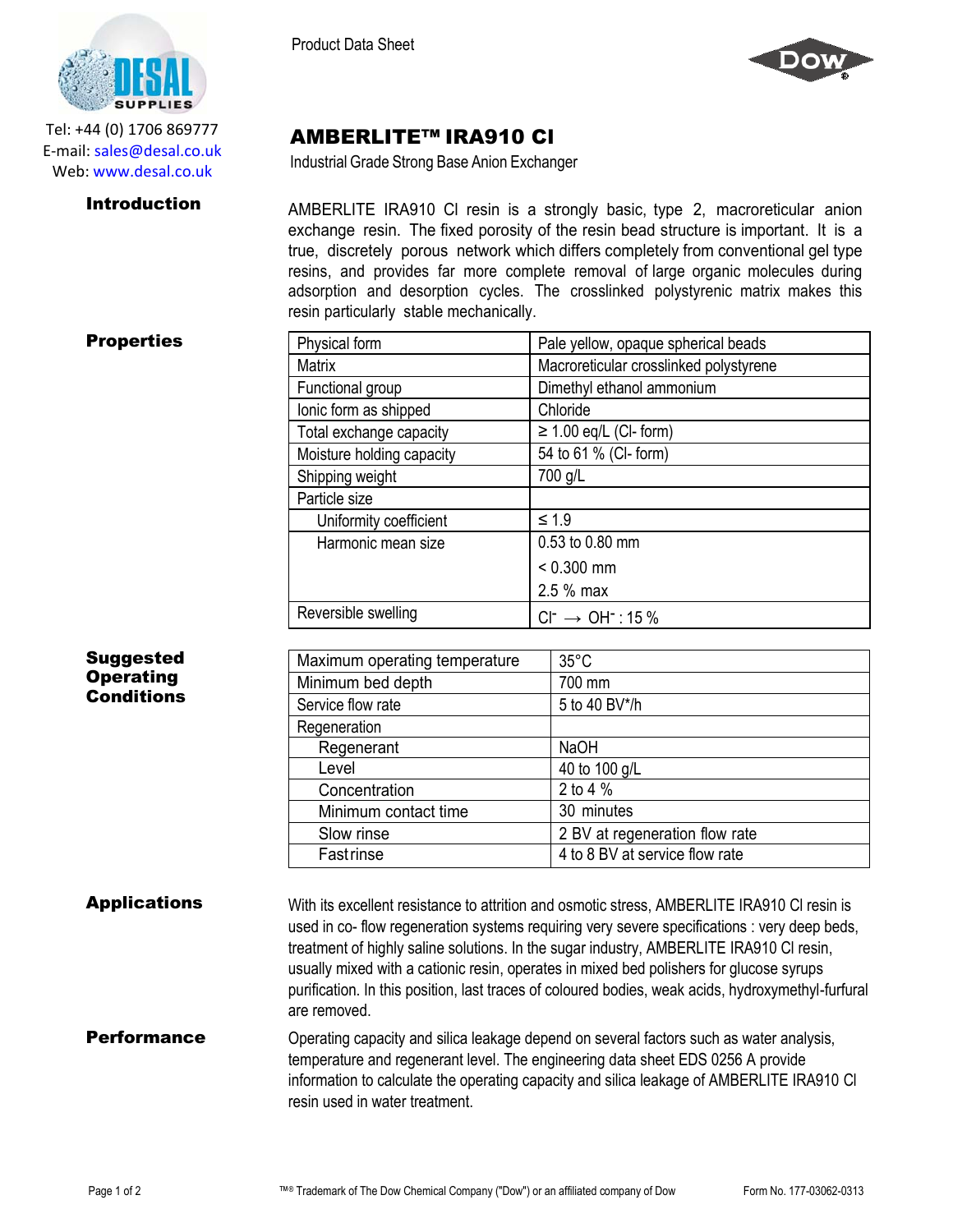Tel: +44 (0) 1706 869777
E-mail: sales@desal.co.uk
Web: www.desal.co.uk

Product Data Sheet

# AMBERLITE™ IRA910 Cl

Industrial Grade Strong Base Anion Exchanger

## Introduction

AMBERLITE IRA910 Cl resin is a strongly basic, type 2, macroreticular anion exchange resin. The fixed porosity of the resin bead structure is important. It is a true, discretely porous network which differs completely from conventional gel type resins, and provides far more complete removal of large organic molecules during adsorption and desorption cycles. The crosslinked polystyrenic matrix makes this resin particularly stable mechanically.

## Properties

| | |
|---|---|
| Physical form | Pale yellow, opaque spherical beads |
| Matrix | Macroreticular crosslinked polystyrene |
| Functional group | Dimethyl ethanol ammonium |
| Ionic form as shipped | Chloride |
| Total exchange capacity | ≥ 1.00 eq/L (Cl- form) |
| Moisture holding capacity | 54 to 61 % (Cl- form) |
| Shipping weight | 700 g/L |
| Particle size | |
| Uniformity coefficient | ≤ 1.9 |
| Harmonic mean size | 0.53 to 0.80 mm |
| | < 0.300 mm |
| | 2.5 % max |
| Reversible swelling | $Cl^- \rightarrow OH^-$ : 15 % |

## Suggested Operating Conditions

| | |
|---|---|
| Maximum operating temperature | 35°C |
| Minimum bed depth | 700 mm |
| Service flow rate | 5 to 40 BV*/h |
| Regeneration | |
| Regenerant | NaOH |
| Level | 40 to 100 g/L |
| Concentration | 2 to 4 % |
| Minimum contact time | 30 minutes |
| Slow rinse | 2 BV at regeneration flow rate |
| Fast rinse | 4 to 8 BV at service flow rate |

## Applications

With its excellent resistance to attrition and osmotic stress, AMBERLITE IRA910 Cl resin is used in co- flow regeneration systems requiring very severe specifications : very deep beds, treatment of highly saline solutions. In the sugar industry, AMBERLITE IRA910 Cl resin, usually mixed with a cationic resin, operates in mixed bed polishers for glucose syrups purification. In this position, last traces of coloured bodies, weak acids, hydroxymethyl-furfural are removed.

## Performance

Operating capacity and silica leakage depend on several factors such as water analysis, temperature and regenerant level. The engineering data sheet EDS 0256 A provide information to calculate the operating capacity and silica leakage of AMBERLITE IRA910 Cl resin used in water treatment.

™® Trademark of The Dow Chemical Company ("Dow") or an affiliated company of Dow

Form No. 177-03062-0313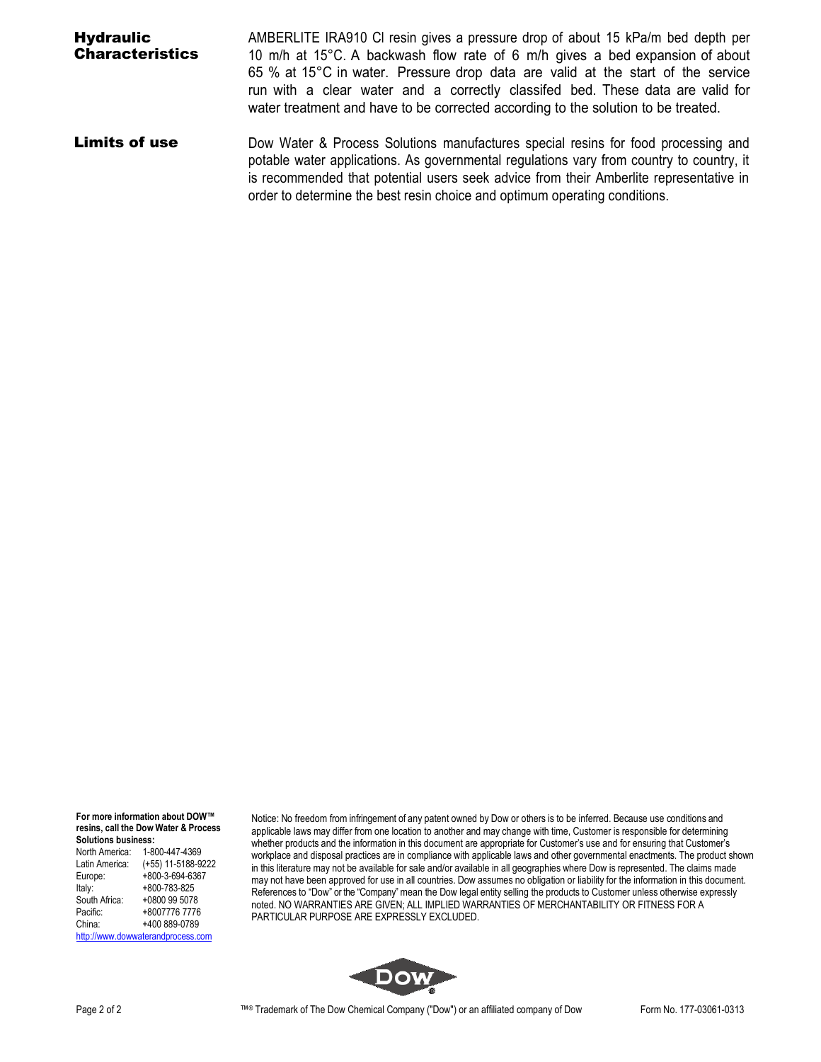## Hydraulic Characteristics

AMBERLITE IRA910 Cl resin gives a pressure drop of about 15 kPa/m bed depth per 10 m/h at 15°C. A backwash flow rate of 6 m/h gives a bed expansion of about 65 % at 15°C in water. Pressure drop data are valid at the start of the service run with a clear water and a correctly classifed bed. These data are valid for water treatment and have to be corrected according to the solution to be treated.

## Limits of use

Dow Water & Process Solutions manufactures special resins for food processing and potable water applications. As governmental regulations vary from country to country, it is recommended that potential users seek advice from their Amberlite representative in order to determine the best resin choice and optimum operating conditions.

**For more information about DOW™ resins, call the Dow Water & Process Solutions business:**

| | |
|---|---|
| North America: | 1-800-447-4369 |
| Latin America: | (+55) 11-5188-9222 |
| Europe: | +800-3-694-6367 |
| Italy: | +800-783-825 |
| South Africa: | +0800 99 5078 |
| Pacific: | +8007776 7776 |
| China: | +400 889-0789 |

http://www.dowwaterandprocess.com

Notice: No freedom from infringement of any patent owned by Dow or others is to be inferred. Because use conditions and applicable laws may differ from one location to another and may change with time, Customer is responsible for determining whether products and the information in this document are appropriate for Customer's use and for ensuring that Customer's workplace and disposal practices are in compliance with applicable laws and other governmental enactments. The product shown in this literature may not be available for sale and/or available in all geographies where Dow is represented. The claims made may not have been approved for use in all countries. Dow assumes no obligation or liability for the information in this document. References to "Dow" or the "Company" mean the Dow legal entity selling the products to Customer unless otherwise expressly noted. NO WARRANTIES ARE GIVEN; ALL IMPLIED WARRANTIES OF MERCHANTABILITY OR FITNESS FOR A PARTICULAR PURPOSE ARE EXPRESSLY EXCLUDED.

™® Trademark of The Dow Chemical Company ("Dow") or an affiliated company of Dow

Form No. 177-03061-0313